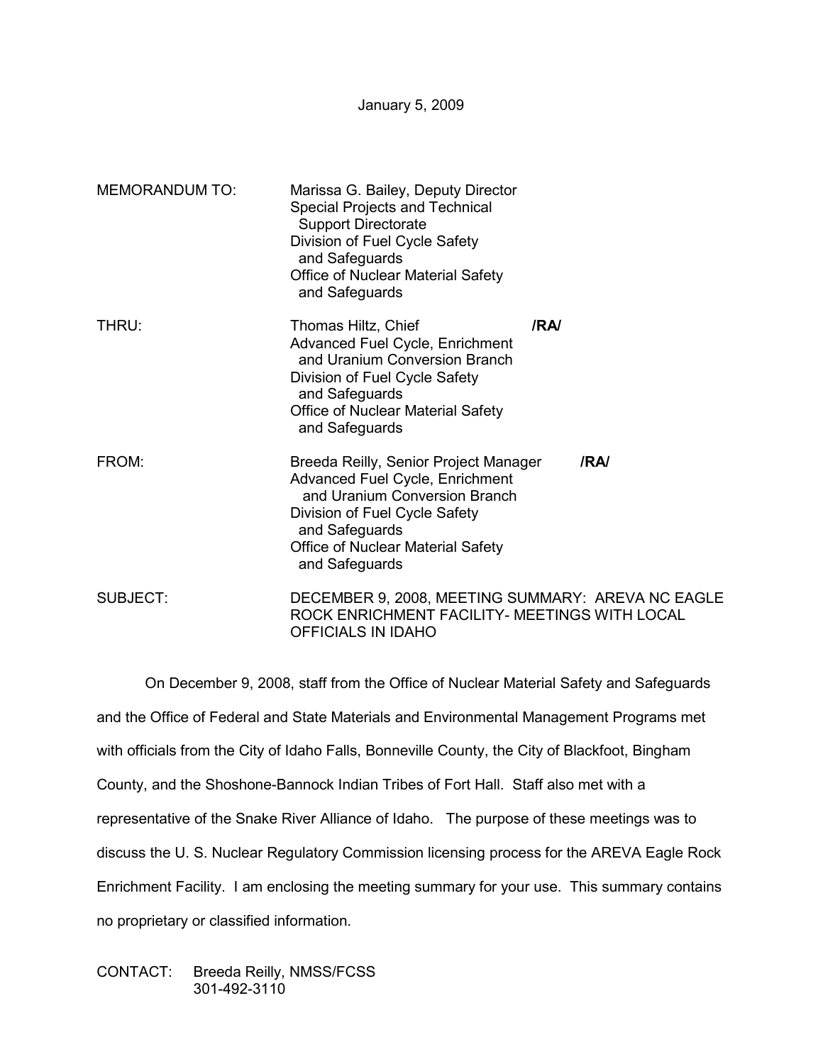January 5, 2009

MEMORANDUM TO: Marissa G. Bailey, Deputy Director
Special Projects and Technical
Support Directorate
Division of Fuel Cycle Safety
and Safeguards
Office of Nuclear Material Safety
and Safeguards

THRU: Thomas Hiltz, Chief /RA/
Advanced Fuel Cycle, Enrichment
and Uranium Conversion Branch
Division of Fuel Cycle Safety
and Safeguards
Office of Nuclear Material Safety
and Safeguards

FROM: Breeda Reilly, Senior Project Manager /RA/
Advanced Fuel Cycle, Enrichment
and Uranium Conversion Branch
Division of Fuel Cycle Safety
and Safeguards
Office of Nuclear Material Safety
and Safeguards

SUBJECT: DECEMBER 9, 2008, MEETING SUMMARY: AREVA NC EAGLE ROCK ENRICHMENT FACILITY- MEETINGS WITH LOCAL OFFICIALS IN IDAHO

On December 9, 2008, staff from the Office of Nuclear Material Safety and Safeguards and the Office of Federal and State Materials and Environmental Management Programs met with officials from the City of Idaho Falls, Bonneville County, the City of Blackfoot, Bingham County, and the Shoshone-Bannock Indian Tribes of Fort Hall. Staff also met with a representative of the Snake River Alliance of Idaho. The purpose of these meetings was to discuss the U. S. Nuclear Regulatory Commission licensing process for the AREVA Eagle Rock Enrichment Facility. I am enclosing the meeting summary for your use. This summary contains no proprietary or classified information.

CONTACT: Breeda Reilly, NMSS/FCSS
301-492-3110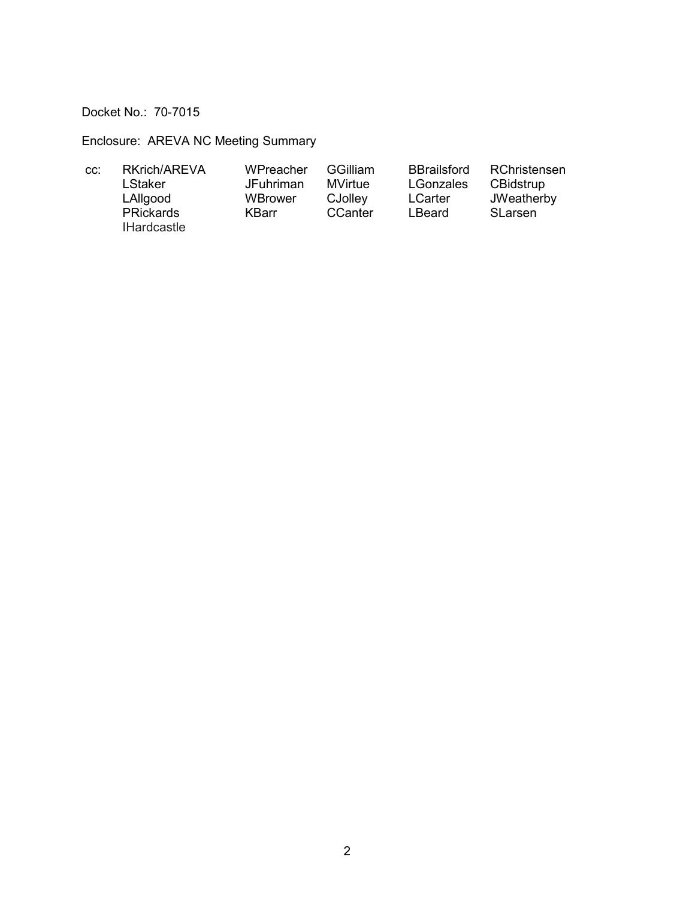Docket No.: 70-7015

Enclosure: AREVA NC Meeting Summary

| cc: | RKrich/AREVA | WPreacher | GGilliam | BBrailsford | RChristensen |
|---|---|---|---|---|---|
| | LStaker | JFuhriman | MVirtue | LGonzales | CBidstrup |
| | LAllgood | WBrower | CJolley | LCarter | JWeatherby |
| | PRickards | KBarr | CCanter | LBeard | SLarsen |
| | IHardcastle | | | | |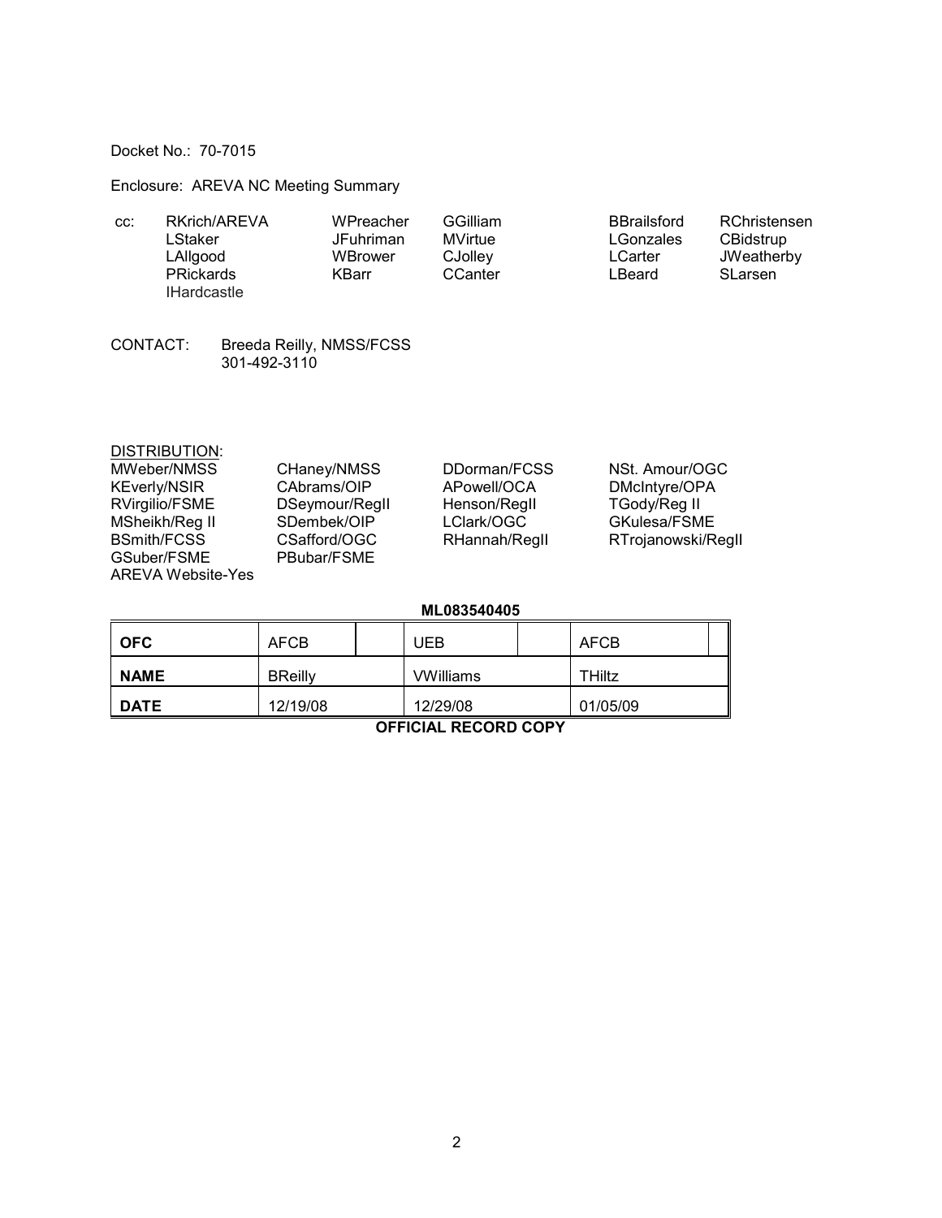Docket No.: 70-7015

Enclosure: AREVA NC Meeting Summary

| cc: | | | | | |
|---|---|---|---|---|---|
| | RKrich/AREVA | WPreacher | GGilliam | BBrailsford | RChristensen |
| | LStaker | JFuhriman | MVirtue | LGonzales | CBidstrup |
| | LAllgood | WBrower | CJolley | LCarter | JWeatherby |
| | PRickards | KBarr | CCanter | LBeard | SLarsen |
| | IHardcastle | | | | |

CONTACT: Breeda Reilly, NMSS/FCSS
301-492-3110

DISTRIBUTION:

| | | | |
|---|---|---|---|
| MWeber/NMSS | CHaney/NMSS | DDorman/FCSS | NSt. Amour/OGC |
| KEverly/NSIR | CAbrams/OIP | APowell/OCA | DMcIntyre/OPA |
| RVirgilio/FSME | DSeymour/RegII | Henson/RegII | TGody/Reg II |
| MSheikh/Reg II | SDembek/OIP | LClark/OGC | GKulesa/FSME |
| BSmith/FCSS | CSafford/OGC | RHannah/RegII | RTrojanowski/RegII |
| GSuber/FSME | PBubar/FSME | | |
| AREVA Website-Yes | | | |

**ML083540405**

| **OFC** | AFCB | UEB | AFCB |
|---|---|---|---|
| **NAME** | BReilly | VWilliams | THiltz |
| **DATE** | 12/19/08 | 12/29/08 | 01/05/09 |

**OFFICIAL RECORD COPY**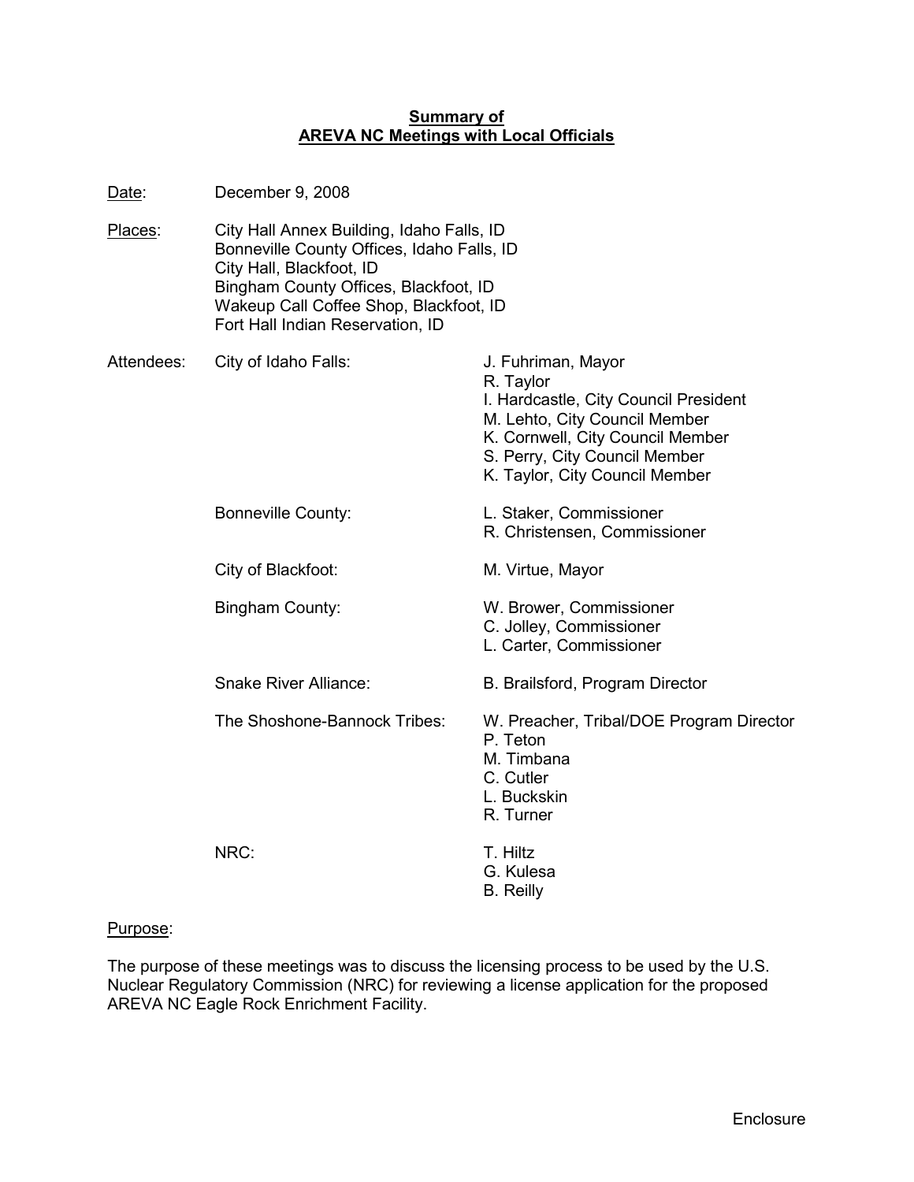**Summary of**
**AREVA NC Meetings with Local Officials**

Date: December 9, 2008

Places: City Hall Annex Building, Idaho Falls, ID
Bonneville County Offices, Idaho Falls, ID
City Hall, Blackfoot, ID
Bingham County Offices, Blackfoot, ID
Wakeup Call Coffee Shop, Blackfoot, ID
Fort Hall Indian Reservation, ID

Attendees:

| | |
|---|---|
| City of Idaho Falls: | J. Fuhriman, Mayor<br>R. Taylor<br>I. Hardcastle, City Council President<br>M. Lehto, City Council Member<br>K. Cornwell, City Council Member<br>S. Perry, City Council Member<br>K. Taylor, City Council Member |
| Bonneville County: | L. Staker, Commissioner<br>R. Christensen, Commissioner |
| City of Blackfoot: | M. Virtue, Mayor |
| Bingham County: | W. Brower, Commissioner<br>C. Jolley, Commissioner<br>L. Carter, Commissioner |
| Snake River Alliance: | B. Brailsford, Program Director |
| The Shoshone-Bannock Tribes: | W. Preacher, Tribal/DOE Program Director<br>P. Teton<br>M. Timbana<br>C. Cutler<br>L. Buckskin<br>R. Turner |
| NRC: | T. Hiltz<br>G. Kulesa<br>B. Reilly |

Purpose:

The purpose of these meetings was to discuss the licensing process to be used by the U.S. Nuclear Regulatory Commission (NRC) for reviewing a license application for the proposed AREVA NC Eagle Rock Enrichment Facility.

Enclosure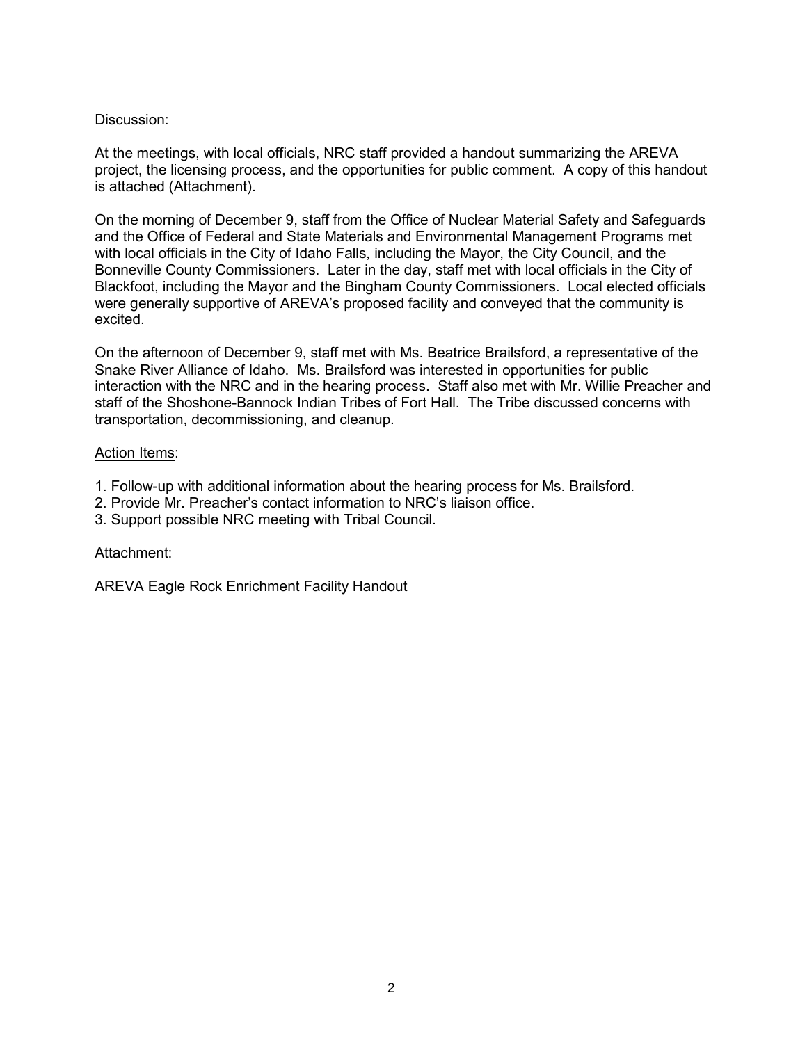<u>Discussion</u>:

At the meetings, with local officials, NRC staff provided a handout summarizing the AREVA project, the licensing process, and the opportunities for public comment. A copy of this handout is attached (Attachment).

On the morning of December 9, staff from the Office of Nuclear Material Safety and Safeguards and the Office of Federal and State Materials and Environmental Management Programs met with local officials in the City of Idaho Falls, including the Mayor, the City Council, and the Bonneville County Commissioners. Later in the day, staff met with local officials in the City of Blackfoot, including the Mayor and the Bingham County Commissioners. Local elected officials were generally supportive of AREVA's proposed facility and conveyed that the community is excited.

On the afternoon of December 9, staff met with Ms. Beatrice Brailsford, a representative of the Snake River Alliance of Idaho. Ms. Brailsford was interested in opportunities for public interaction with the NRC and in the hearing process. Staff also met with Mr. Willie Preacher and staff of the Shoshone-Bannock Indian Tribes of Fort Hall. The Tribe discussed concerns with transportation, decommissioning, and cleanup.

<u>Action Items</u>:

1. Follow-up with additional information about the hearing process for Ms. Brailsford.
2. Provide Mr. Preacher's contact information to NRC's liaison office.
3. Support possible NRC meeting with Tribal Council.

<u>Attachment</u>:

AREVA Eagle Rock Enrichment Facility Handout